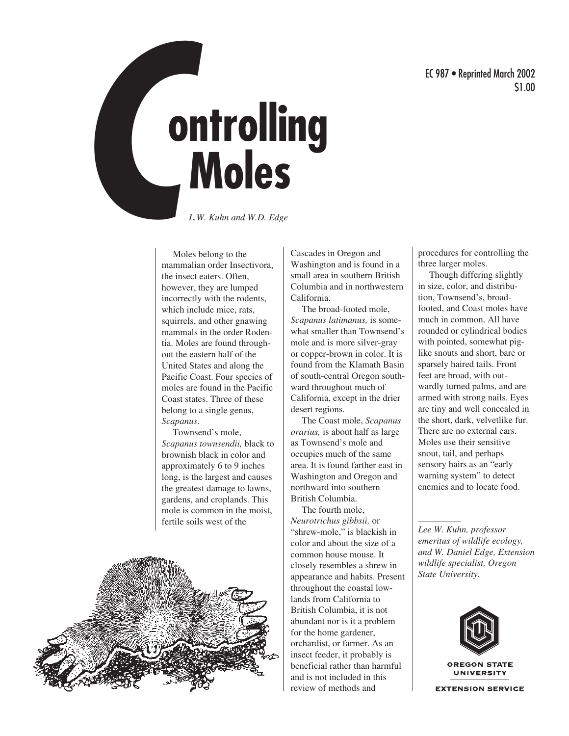EC 987 • Reprinted March 2002
$1.00

# Controlling Moles

*L.W. Kuhn and W.D. Edge*

Moles belong to the mammalian order Insectivora, the insect eaters. Often, however, they are lumped incorrectly with the rodents, which include mice, rats, squirrels, and other gnawing mammals in the order Rodentia. Moles are found throughout the eastern half of the United States and along the Pacific Coast. Four species of moles are found in the Pacific Coast states. Three of these belong to a single genus, *Scapanus*.

Townsend's mole, *Scapanus townsendii,* black to brownish black in color and approximately 6 to 9 inches long, is the largest and causes the greatest damage to lawns, gardens, and croplands. This mole is common in the moist, fertile soils west of the Cascades in Oregon and Washington and is found in a small area in southern British Columbia and in northwestern California.

The broad-footed mole, *Scapanus latimanus,* is somewhat smaller than Townsend's mole and is more silver-gray or copper-brown in color. It is found from the Klamath Basin of south-central Oregon southward throughout much of California, except in the drier desert regions.

The Coast mole, *Scapanus orarius,* is about half as large as Townsend's mole and occupies much of the same area. It is found farther east in Washington and Oregon and northward into southern British Columbia.

The fourth mole, *Neurotrichus gibbsii,* or "shrew-mole," is blackish in color and about the size of a common house mouse. It closely resembles a shrew in appearance and habits. Present throughout the coastal lowlands from California to British Columbia, it is not abundant nor is it a problem for the home gardener, orchardist, or farmer. As an insect feeder, it probably is beneficial rather than harmful and is not included in this review of methods and procedures for controlling the three larger moles.

Though differing slightly in size, color, and distribution, Townsend's, broad-footed, and Coast moles have much in common. All have rounded or cylindrical bodies with pointed, somewhat pig-like snouts and short, bare or sparsely haired tails. Front feet are broad, with outwardly turned palms, and are armed with strong nails. Eyes are tiny and well concealed in the short, dark, velvetlike fur. There are no external ears. Moles use their sensitive snout, tail, and perhaps sensory hairs as an "early warning system" to detect enemies and to locate food.

---

*Lee W. Kuhn, professor emeritus of wildlife ecology, and W. Daniel Edge, Extension wildlife specialist, Oregon State University.*

OREGON STATE UNIVERSITY
EXTENSION SERVICE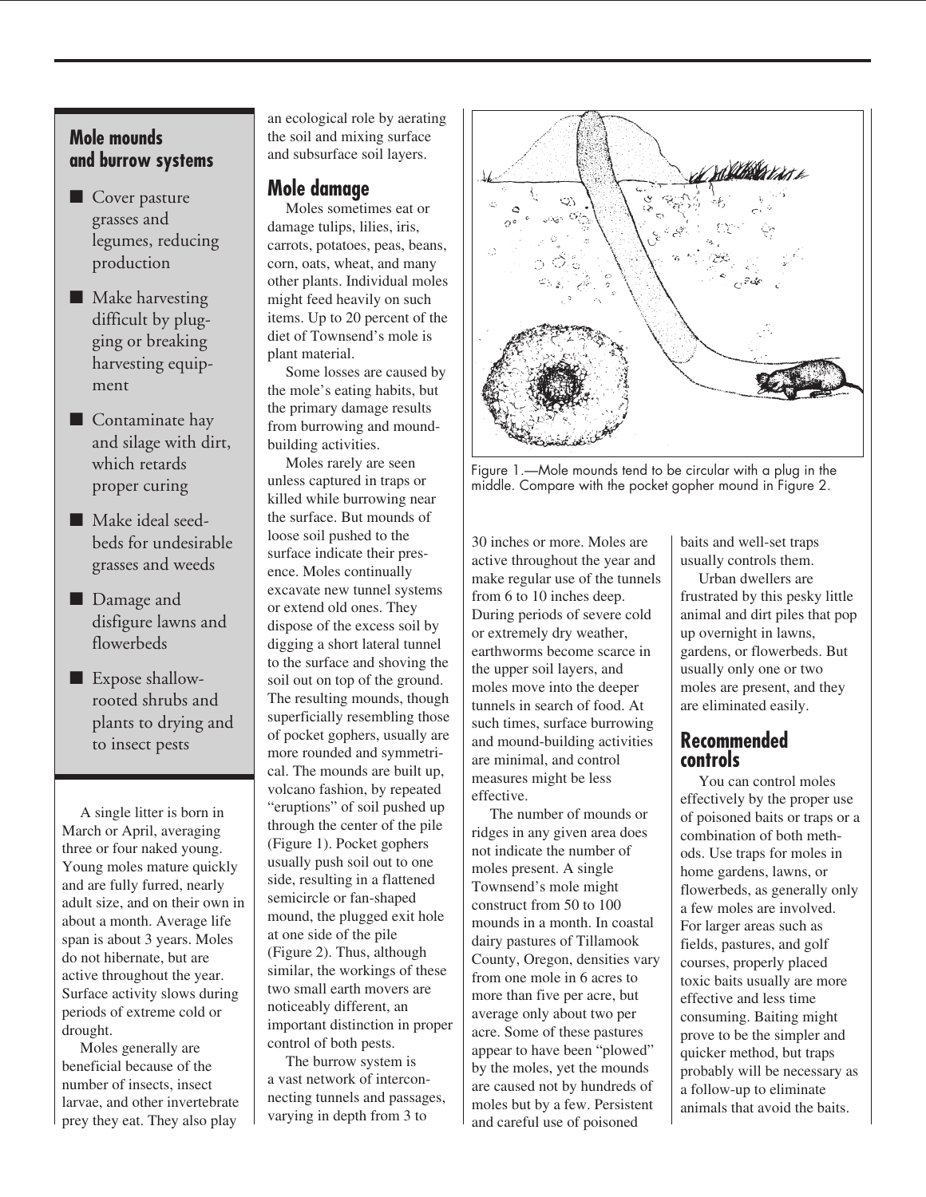## Mole mounds and burrow systems

- Cover pasture grasses and legumes, reducing production
- Make harvesting difficult by plugging or breaking harvesting equipment
- Contaminate hay and silage with dirt, which retards proper curing
- Make ideal seedbeds for undesirable grasses and weeds
- Damage and disfigure lawns and flowerbeds
- Expose shallow-rooted shrubs and plants to drying and to insect pests

A single litter is born in March or April, averaging three or four naked young. Young moles mature quickly and are fully furred, nearly adult size, and on their own in about a month. Average life span is about 3 years. Moles do not hibernate, but are active throughout the year. Surface activity slows during periods of extreme cold or drought.

Moles generally are beneficial because of the number of insects, insect larvae, and other invertebrate prey they eat. They also play an ecological role by aerating the soil and mixing surface and subsurface soil layers.

## Mole damage

Moles sometimes eat or damage tulips, lilies, iris, carrots, potatoes, peas, beans, corn, oats, wheat, and many other plants. Individual moles might feed heavily on such items. Up to 20 percent of the diet of Townsend's mole is plant material.

Some losses are caused by the mole's eating habits, but the primary damage results from burrowing and mound-building activities.

Moles rarely are seen unless captured in traps or killed while burrowing near the surface. But mounds of loose soil pushed to the surface indicate their presence. Moles continually excavate new tunnel systems or extend old ones. They dispose of the excess soil by digging a short lateral tunnel to the surface and shoving the soil out on top of the ground. The resulting mounds, though superficially resembling those of pocket gophers, usually are more rounded and symmetrical. The mounds are built up, volcano fashion, by repeated "eruptions" of soil pushed up through the center of the pile (Figure 1). Pocket gophers usually push soil out to one side, resulting in a flattened semicircle or fan-shaped mound, the plugged exit hole at one side of the pile (Figure 2). Thus, although similar, the workings of these two small earth movers are noticeably different, an important distinction in proper control of both pests.

The burrow system is a vast network of interconnecting tunnels and passages, varying in depth from 3 to 30 inches or more. Moles are active throughout the year and make regular use of the tunnels from 6 to 10 inches deep. During periods of severe cold or extremely dry weather, earthworms become scarce in the upper soil layers, and moles move into the deeper tunnels in search of food. At such times, surface burrowing and mound-building activities are minimal, and control measures might be less effective.

Figure 1.—Mole mounds tend to be circular with a plug in the middle. Compare with the pocket gopher mound in Figure 2.

The number of mounds or ridges in any given area does not indicate the number of moles present. A single Townsend's mole might construct from 50 to 100 mounds in a month. In coastal dairy pastures of Tillamook County, Oregon, densities vary from one mole in 6 acres to more than five per acre, but average only about two per acre. Some of these pastures appear to have been "plowed" by the moles, yet the mounds are caused not by hundreds of moles but by a few. Persistent and careful use of poisoned baits and well-set traps usually controls them.

Urban dwellers are frustrated by this pesky little animal and dirt piles that pop up overnight in lawns, gardens, or flowerbeds. But usually only one or two moles are present, and they are eliminated easily.

## Recommended controls

You can control moles effectively by the proper use of poisoned baits or traps or a combination of both methods. Use traps for moles in home gardens, lawns, or flowerbeds, as generally only a few moles are involved. For larger areas such as fields, pastures, and golf courses, properly placed toxic baits usually are more effective and less time consuming. Baiting might prove to be the simpler and quicker method, but traps probably will be necessary as a follow-up to eliminate animals that avoid the baits.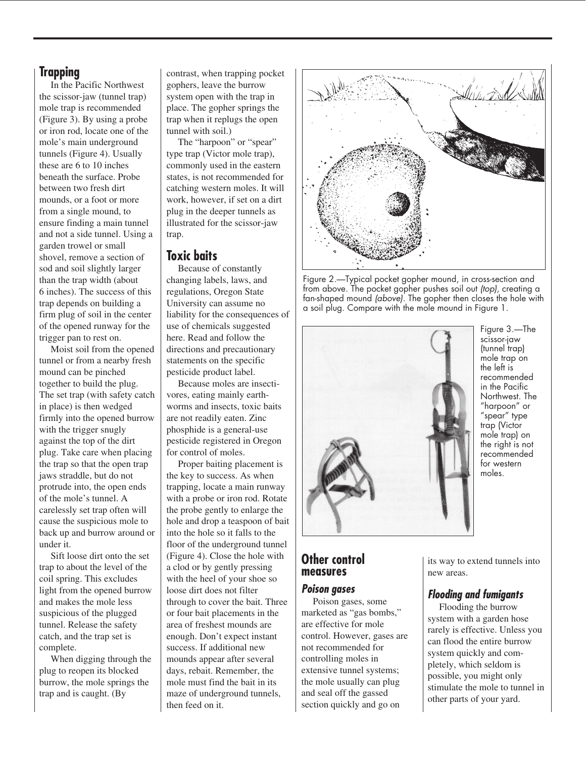## Trapping

In the Pacific Northwest the scissor-jaw (tunnel trap) mole trap is recommended (Figure 3). By using a probe or iron rod, locate one of the mole's main underground tunnels (Figure 4). Usually these are 6 to 10 inches beneath the surface. Probe between two fresh dirt mounds, or a foot or more from a single mound, to ensure finding a main tunnel and not a side tunnel. Using a garden trowel or small shovel, remove a section of sod and soil slightly larger than the trap width (about 6 inches). The success of this trap depends on building a firm plug of soil in the center of the opened runway for the trigger pan to rest on.

Moist soil from the opened tunnel or from a nearby fresh mound can be pinched together to build the plug. The set trap (with safety catch in place) is then wedged firmly into the opened burrow with the trigger snugly against the top of the dirt plug. Take care when placing the trap so that the open trap jaws straddle, but do not protrude into, the open ends of the mole's tunnel. A carelessly set trap often will cause the suspicious mole to back up and burrow around or under it.

Sift loose dirt onto the set trap to about the level of the coil spring. This excludes light from the opened burrow and makes the mole less suspicious of the plugged tunnel. Release the safety catch, and the trap set is complete.

When digging through the plug to reopen its blocked burrow, the mole springs the trap and is caught. (By contrast, when trapping pocket gophers, leave the burrow system open with the trap in place. The gopher springs the trap when it replugs the open tunnel with soil.)

The "harpoon" or "spear" type trap (Victor mole trap), commonly used in the eastern states, is not recommended for catching western moles. It will work, however, if set on a dirt plug in the deeper tunnels as illustrated for the scissor-jaw trap.

## Toxic baits

Because of constantly changing labels, laws, and regulations, Oregon State University can assume no liability for the consequences of use of chemicals suggested here. Read and follow the directions and precautionary statements on the specific pesticide product label.

Because moles are insectivores, eating mainly earthworms and insects, toxic baits are not readily eaten. Zinc phosphide is a general-use pesticide registered in Oregon for control of moles.

Proper baiting placement is the key to success. As when trapping, locate a main runway with a probe or iron rod. Rotate the probe gently to enlarge the hole and drop a teaspoon of bait into the hole so it falls to the floor of the underground tunnel (Figure 4). Close the hole with a clod or by gently pressing with the heel of your shoe so loose dirt does not filter through to cover the bait. Three or four bait placements in the area of freshest mounds are enough. Don't expect instant success. If additional new mounds appear after several days, rebait. Remember, the mole must find the bait in its maze of underground tunnels, then feed on it.

Figure 2.—Typical pocket gopher mound, in cross-section and from above. The pocket gopher pushes soil out *(top)*, creating a fan-shaped mound *(above)*. The gopher then closes the hole with a soil plug. Compare with the mole mound in Figure 1.

Figure 3.—The scissor-jaw (tunnel trap) mole trap on the left is recommended in the Pacific Northwest. The "harpoon" or "spear" type trap (Victor mole trap) on the right is not recommended for western moles.

## Other control measures

### Poison gases

Poison gases, some marketed as "gas bombs," are effective for mole control. However, gases are not recommended for controlling moles in extensive tunnel systems; the mole usually can plug and seal off the gassed section quickly and go on its way to extend tunnels into new areas.

### Flooding and fumigants

Flooding the burrow system with a garden hose rarely is effective. Unless you can flood the entire burrow system quickly and completely, which seldom is possible, you might only stimulate the mole to tunnel in other parts of your yard.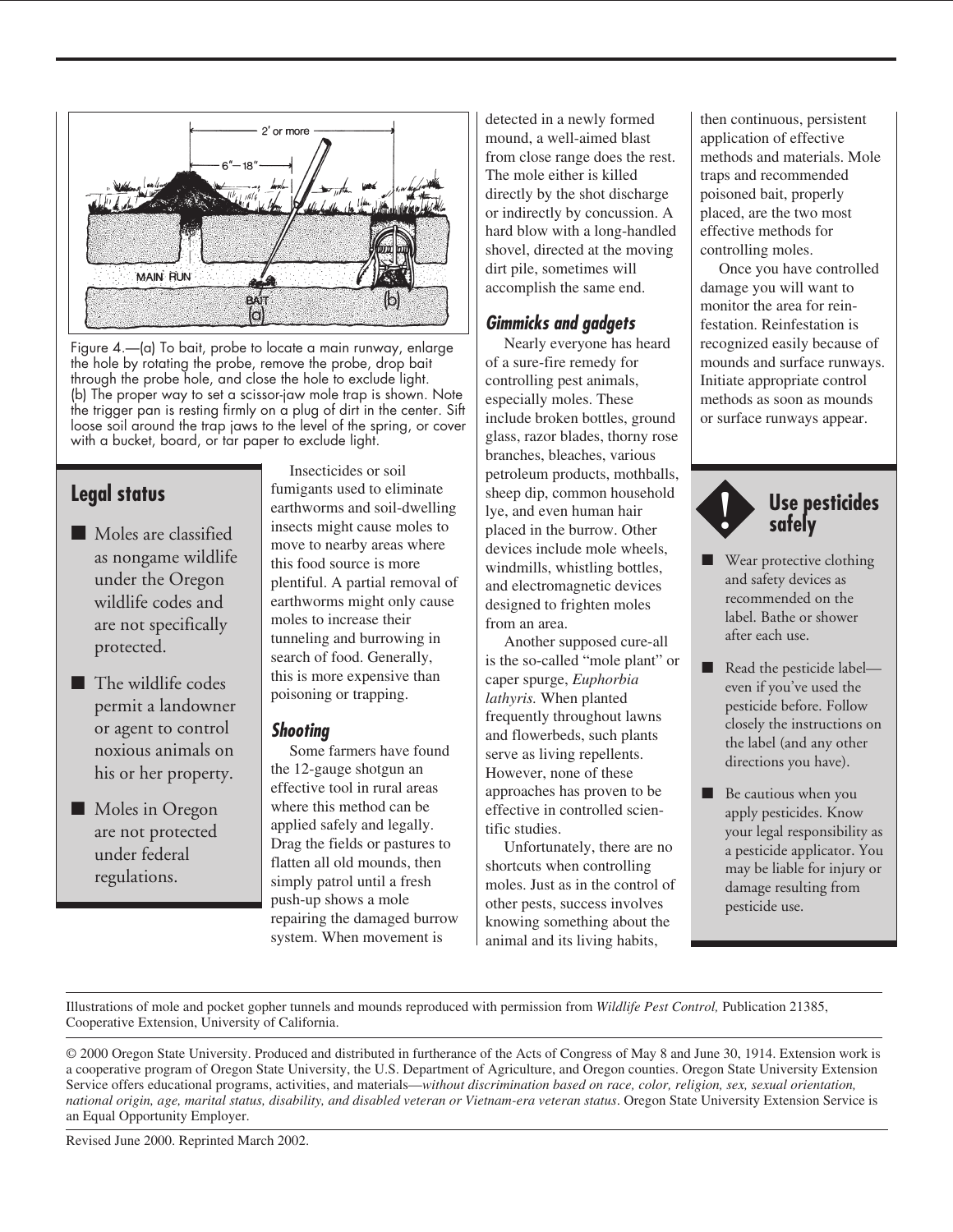2′ or more

6″—18″

MAIN RUN

BAIT

(a)

(b)

Figure 4.—(a) To bait, probe to locate a main runway, enlarge the hole by rotating the probe, remove the probe, drop bait through the probe hole, and close the hole to exclude light. (b) The proper way to set a scissor-jaw mole trap is shown. Note the trigger pan is resting firmly on a plug of dirt in the center. Sift loose soil around the trap jaws to the level of the spring, or cover with a bucket, board, or tar paper to exclude light.

## Legal status

- Moles are classified as nongame wildlife under the Oregon wildlife codes and are not specifically protected.
- The wildlife codes permit a landowner or agent to control noxious animals on his or her property.
- Moles in Oregon are not protected under federal regulations.

Insecticides or soil fumigants used to eliminate earthworms and soil-dwelling insects might cause moles to move to nearby areas where this food source is more plentiful. A partial removal of earthworms might only cause moles to increase their tunneling and burrowing in search of food. Generally, this is more expensive than poisoning or trapping.

### Shooting

Some farmers have found the 12-gauge shotgun an effective tool in rural areas where this method can be applied safely and legally. Drag the fields or pastures to flatten all old mounds, then simply patrol until a fresh push-up shows a mole repairing the damaged burrow system. When movement is detected in a newly formed mound, a well-aimed blast from close range does the rest. The mole either is killed directly by the shot discharge or indirectly by concussion. A hard blow with a long-handled shovel, directed at the moving dirt pile, sometimes will accomplish the same end.

### Gimmicks and gadgets

Nearly everyone has heard of a sure-fire remedy for controlling pest animals, especially moles. These include broken bottles, ground glass, razor blades, thorny rose branches, bleaches, various petroleum products, mothballs, sheep dip, common household lye, and even human hair placed in the burrow. Other devices include mole wheels, windmills, whistling bottles, and electromagnetic devices designed to frighten moles from an area.

Another supposed cure-all is the so-called "mole plant" or caper spurge, *Euphorbia lathyris.* When planted frequently throughout lawns and flowerbeds, such plants serve as living repellents. However, none of these approaches has proven to be effective in controlled scientific studies.

Unfortunately, there are no shortcuts when controlling moles. Just as in the control of other pests, success involves knowing something about the animal and its living habits, then continuous, persistent application of effective methods and materials. Mole traps and recommended poisoned bait, properly placed, are the two most effective methods for controlling moles.

Once you have controlled damage you will want to monitor the area for reinfestation. Reinfestation is recognized easily because of mounds and surface runways. Initiate appropriate control methods as soon as mounds or surface runways appear.

## ! Use pesticides safely

- Wear protective clothing and safety devices as recommended on the label. Bathe or shower after each use.
- Read the pesticide label—even if you've used the pesticide before. Follow closely the instructions on the label (and any other directions you have).
- Be cautious when you apply pesticides. Know your legal responsibility as a pesticide applicator. You may be liable for injury or damage resulting from pesticide use.

---

Illustrations of mole and pocket gopher tunnels and mounds reproduced with permission from *Wildlife Pest Control,* Publication 21385, Cooperative Extension, University of California.

© 2000 Oregon State University. Produced and distributed in furtherance of the Acts of Congress of May 8 and June 30, 1914. Extension work is a cooperative program of Oregon State University, the U.S. Department of Agriculture, and Oregon counties. Oregon State University Extension Service offers educational programs, activities, and materials—*without discrimination based on race, color, religion, sex, sexual orientation, national origin, age, marital status, disability, and disabled veteran or Vietnam-era veteran status*. Oregon State University Extension Service is an Equal Opportunity Employer.

Revised June 2000. Reprinted March 2002.